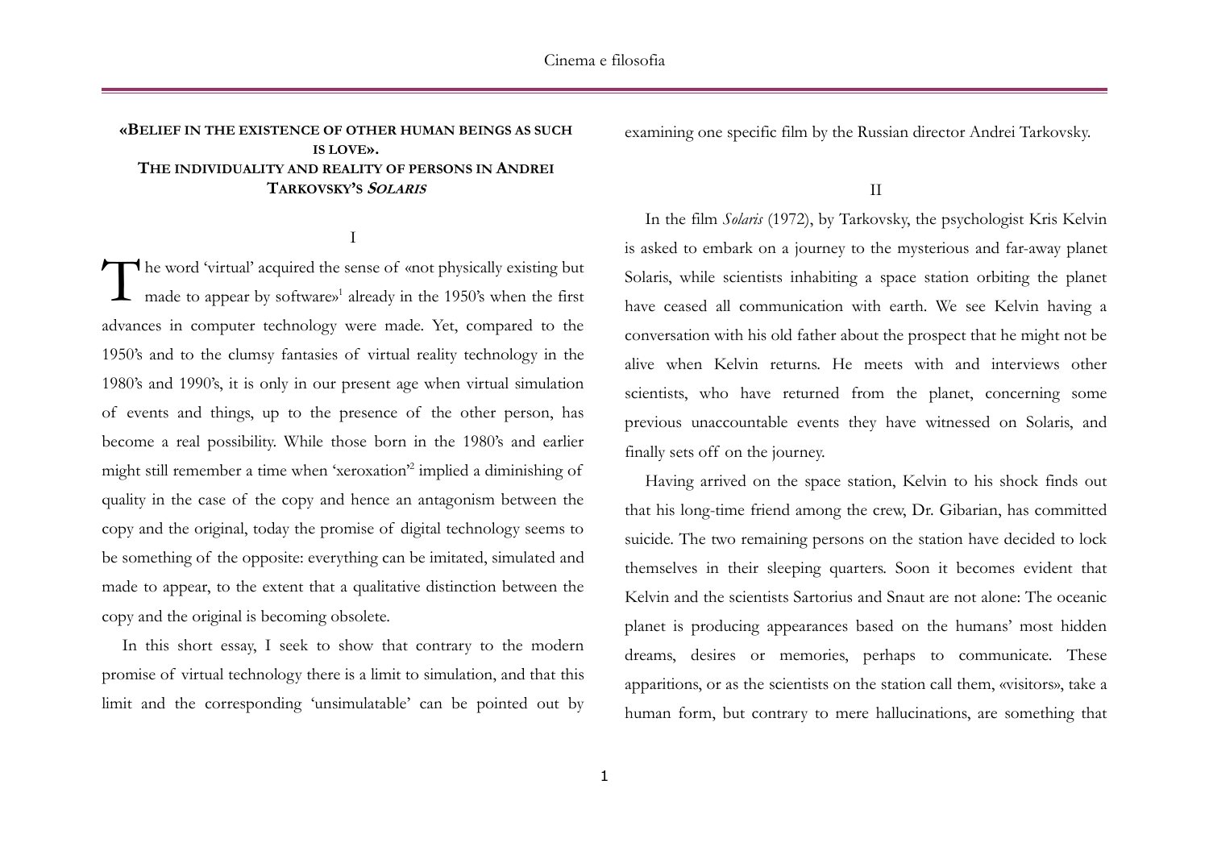# «Belief in the existence of other human beings as such is love». The individuality and reality of persons in Andrei Tarkovsky's *Solaris*

## I

The word 'virtual' acquired the sense of «not physically existing but made to appear by software»[1] already in the 1950's when the first advances in computer technology were made. Yet, compared to the 1950's and to the clumsy fantasies of virtual reality technology in the 1980's and 1990's, it is only in our present age when virtual simulation of events and things, up to the presence of the other person, has become a real possibility. While those born in the 1980's and earlier might still remember a time when 'xeroxation'[2] implied a diminishing of quality in the case of the copy and hence an antagonism between the copy and the original, today the promise of digital technology seems to be something of the opposite: everything can be imitated, simulated and made to appear, to the extent that a qualitative distinction between the copy and the original is becoming obsolete.

In this short essay, I seek to show that contrary to the modern promise of virtual technology there is a limit to simulation, and that this limit and the corresponding 'unsimulatable' can be pointed out by examining one specific film by the Russian director Andrei Tarkovsky.

## II

In the film *Solaris* (1972), by Tarkovsky, the psychologist Kris Kelvin is asked to embark on a journey to the mysterious and far-away planet Solaris, while scientists inhabiting a space station orbiting the planet have ceased all communication with earth. We see Kelvin having a conversation with his old father about the prospect that he might not be alive when Kelvin returns. He meets with and interviews other scientists, who have returned from the planet, concerning some previous unaccountable events they have witnessed on Solaris, and finally sets off on the journey.

Having arrived on the space station, Kelvin to his shock finds out that his long-time friend among the crew, Dr. Gibarian, has committed suicide. The two remaining persons on the station have decided to lock themselves in their sleeping quarters. Soon it becomes evident that Kelvin and the scientists Sartorius and Snaut are not alone: The oceanic planet is producing appearances based on the humans' most hidden dreams, desires or memories, perhaps to communicate. These apparitions, or as the scientists on the station call them, «visitors», take a human form, but contrary to mere hallucinations, are something that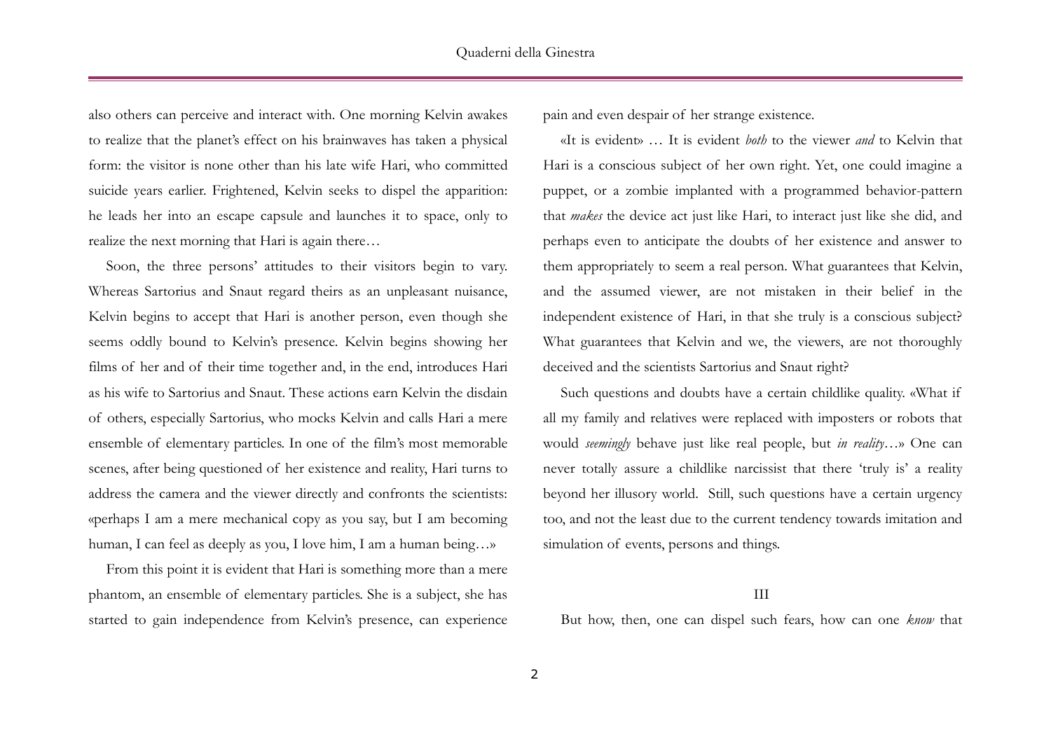also others can perceive and interact with. One morning Kelvin awakes to realize that the planet's effect on his brainwaves has taken a physical form: the visitor is none other than his late wife Hari, who committed suicide years earlier. Frightened, Kelvin seeks to dispel the apparition: he leads her into an escape capsule and launches it to space, only to realize the next morning that Hari is again there…

Soon, the three persons' attitudes to their visitors begin to vary. Whereas Sartorius and Snaut regard theirs as an unpleasant nuisance, Kelvin begins to accept that Hari is another person, even though she seems oddly bound to Kelvin's presence. Kelvin begins showing her films of her and of their time together and, in the end, introduces Hari as his wife to Sartorius and Snaut. These actions earn Kelvin the disdain of others, especially Sartorius, who mocks Kelvin and calls Hari a mere ensemble of elementary particles. In one of the film's most memorable scenes, after being questioned of her existence and reality, Hari turns to address the camera and the viewer directly and confronts the scientists: «perhaps I am a mere mechanical copy as you say, but I am becoming human, I can feel as deeply as you, I love him, I am a human being…»

From this point it is evident that Hari is something more than a mere phantom, an ensemble of elementary particles. She is a subject, she has started to gain independence from Kelvin's presence, can experience pain and even despair of her strange existence.

«It is evident» … It is evident *both* to the viewer *and* to Kelvin that Hari is a conscious subject of her own right. Yet, one could imagine a puppet, or a zombie implanted with a programmed behavior-pattern that *makes* the device act just like Hari, to interact just like she did, and perhaps even to anticipate the doubts of her existence and answer to them appropriately to seem a real person. What guarantees that Kelvin, and the assumed viewer, are not mistaken in their belief in the independent existence of Hari, in that she truly is a conscious subject? What guarantees that Kelvin and we, the viewers, are not thoroughly deceived and the scientists Sartorius and Snaut right?

Such questions and doubts have a certain childlike quality. «What if all my family and relatives were replaced with imposters or robots that would *seemingly* behave just like real people, but *in reality*…» One can never totally assure a childlike narcissist that there 'truly is' a reality beyond her illusory world. Still, such questions have a certain urgency too, and not the least due to the current tendency towards imitation and simulation of events, persons and things.

## III

But how, then, one can dispel such fears, how can one *know* that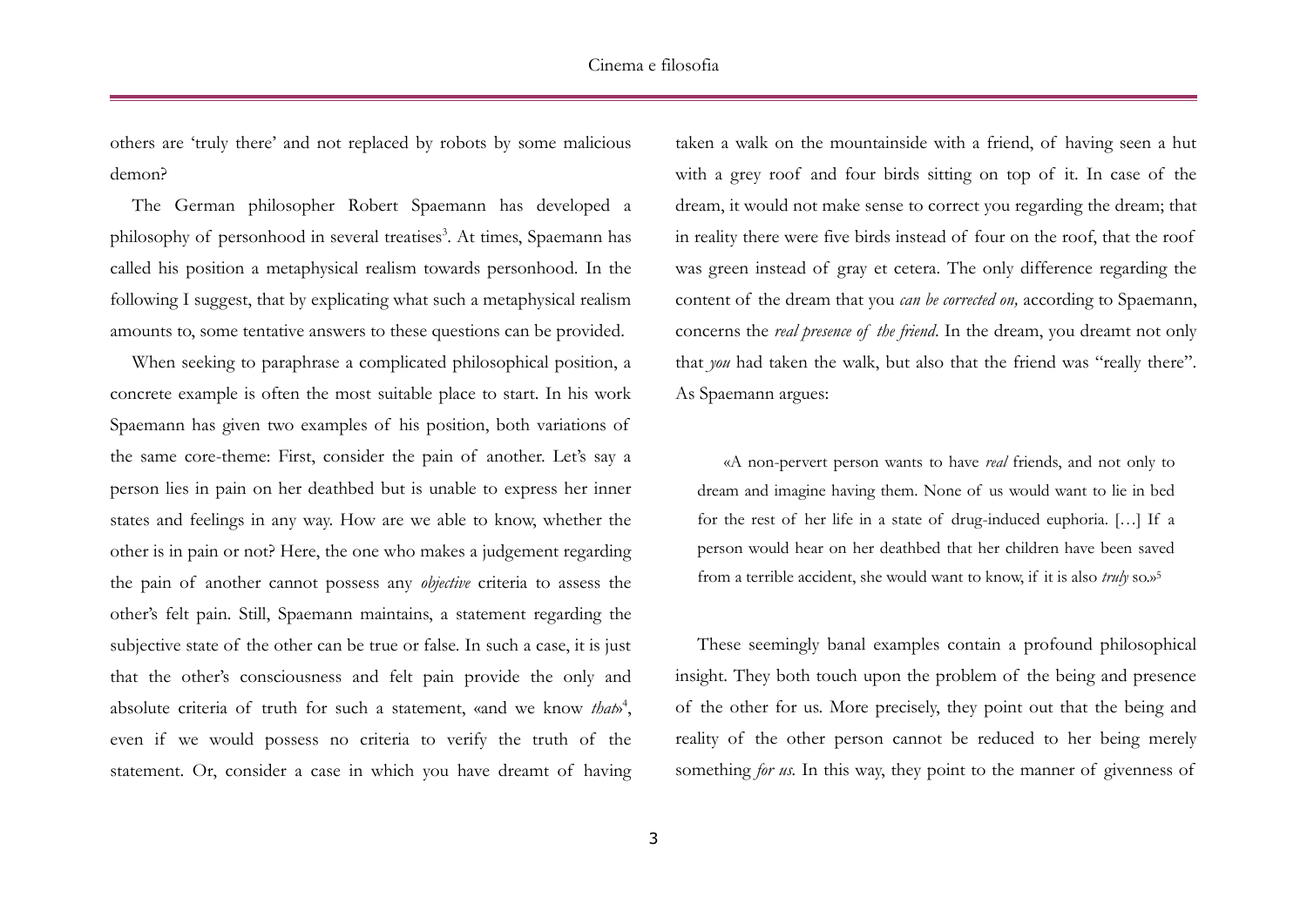others are 'truly there' and not replaced by robots by some malicious demon?

The German philosopher Robert Spaemann has developed a philosophy of personhood in several treatises[3]. At times, Spaemann has called his position a metaphysical realism towards personhood. In the following I suggest, that by explicating what such a metaphysical realism amounts to, some tentative answers to these questions can be provided.

When seeking to paraphrase a complicated philosophical position, a concrete example is often the most suitable place to start. In his work Spaemann has given two examples of his position, both variations of the same core-theme: First, consider the pain of another. Let's say a person lies in pain on her deathbed but is unable to express her inner states and feelings in any way. How are we able to know, whether the other is in pain or not? Here, the one who makes a judgement regarding the pain of another cannot possess any *objective* criteria to assess the other's felt pain. Still, Spaemann maintains, a statement regarding the subjective state of the other can be true or false. In such a case, it is just that the other's consciousness and felt pain provide the only and absolute criteria of truth for such a statement, «and we know *that*»[4], even if we would possess no criteria to verify the truth of the statement. Or, consider a case in which you have dreamt of having taken a walk on the mountainside with a friend, of having seen a hut with a grey roof and four birds sitting on top of it. In case of the dream, it would not make sense to correct you regarding the dream; that in reality there were five birds instead of four on the roof, that the roof was green instead of gray et cetera. The only difference regarding the content of the dream that you *can be corrected on,* according to Spaemann, concerns the *real presence of the friend*. In the dream, you dreamt not only that *you* had taken the walk, but also that the friend was "really there". As Spaemann argues:

> «A non-pervert person wants to have *real* friends, and not only to dream and imagine having them. None of us would want to lie in bed for the rest of her life in a state of drug-induced euphoria. […] If a person would hear on her deathbed that her children have been saved from a terrible accident, she would want to know, if it is also *truly* so.»[5]

These seemingly banal examples contain a profound philosophical insight. They both touch upon the problem of the being and presence of the other for us. More precisely, they point out that the being and reality of the other person cannot be reduced to her being merely something *for us.* In this way, they point to the manner of givenness of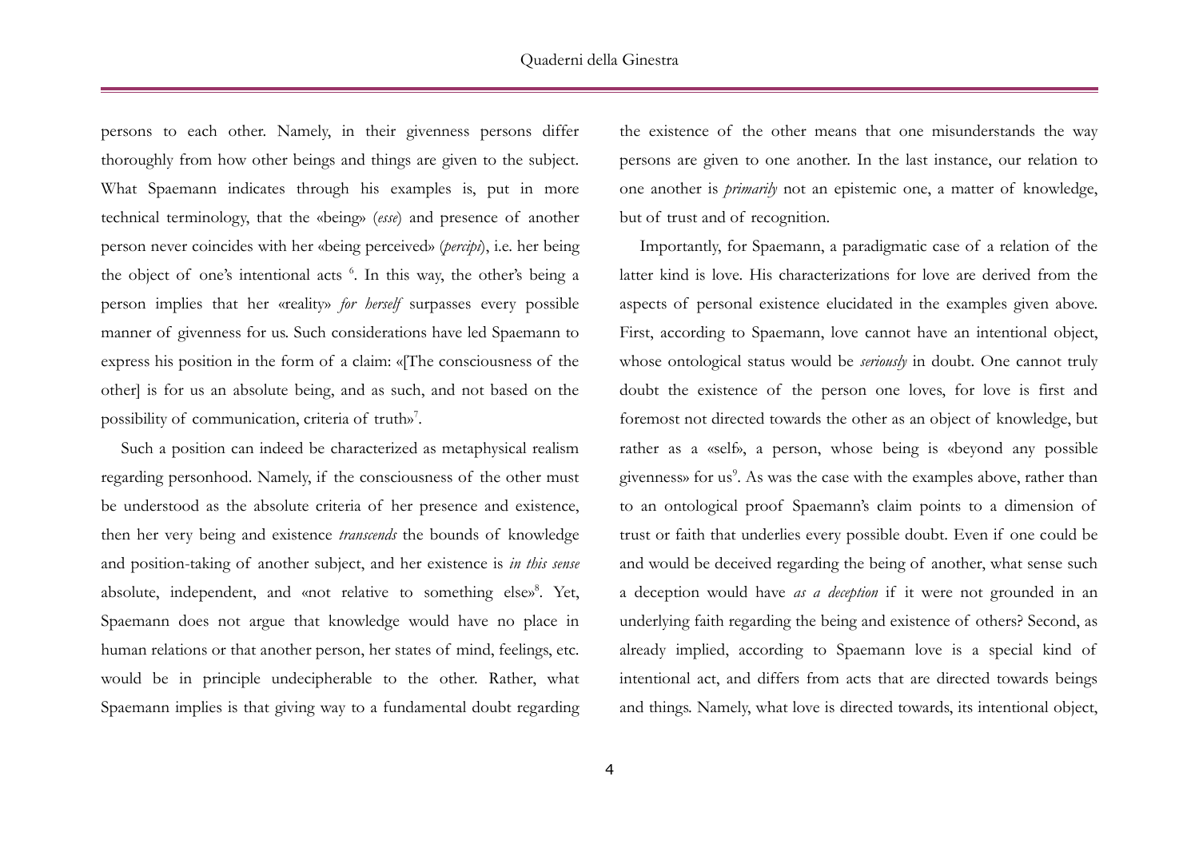persons to each other. Namely, in their givenness persons differ thoroughly from how other beings and things are given to the subject. What Spaemann indicates through his examples is, put in more technical terminology, that the «being» (*esse*) and presence of another person never coincides with her «being perceived» (*percipi*), i.e. her being the object of one's intentional acts [6]. In this way, the other's being a person implies that her «reality» *for herself* surpasses every possible manner of givenness for us. Such considerations have led Spaemann to express his position in the form of a claim: «[The consciousness of the other] is for us an absolute being, and as such, and not based on the possibility of communication, criteria of truth»[7].

Such a position can indeed be characterized as metaphysical realism regarding personhood. Namely, if the consciousness of the other must be understood as the absolute criteria of her presence and existence, then her very being and existence *transcends* the bounds of knowledge and position-taking of another subject, and her existence is *in this sense* absolute, independent, and «not relative to something else»[8]. Yet, Spaemann does not argue that knowledge would have no place in human relations or that another person, her states of mind, feelings, etc. would be in principle undecipherable to the other. Rather, what Spaemann implies is that giving way to a fundamental doubt regarding the existence of the other means that one misunderstands the way persons are given to one another. In the last instance, our relation to one another is *primarily* not an epistemic one, a matter of knowledge, but of trust and of recognition.

Importantly, for Spaemann, a paradigmatic case of a relation of the latter kind is love. His characterizations for love are derived from the aspects of personal existence elucidated in the examples given above. First, according to Spaemann, love cannot have an intentional object, whose ontological status would be *seriously* in doubt. One cannot truly doubt the existence of the person one loves, for love is first and foremost not directed towards the other as an object of knowledge, but rather as a «self», a person, whose being is «beyond any possible givenness» for us[9]. As was the case with the examples above, rather than to an ontological proof Spaemann's claim points to a dimension of trust or faith that underlies every possible doubt. Even if one could be and would be deceived regarding the being of another, what sense such a deception would have *as a deception* if it were not grounded in an underlying faith regarding the being and existence of others? Second, as already implied, according to Spaemann love is a special kind of intentional act, and differs from acts that are directed towards beings and things. Namely, what love is directed towards, its intentional object,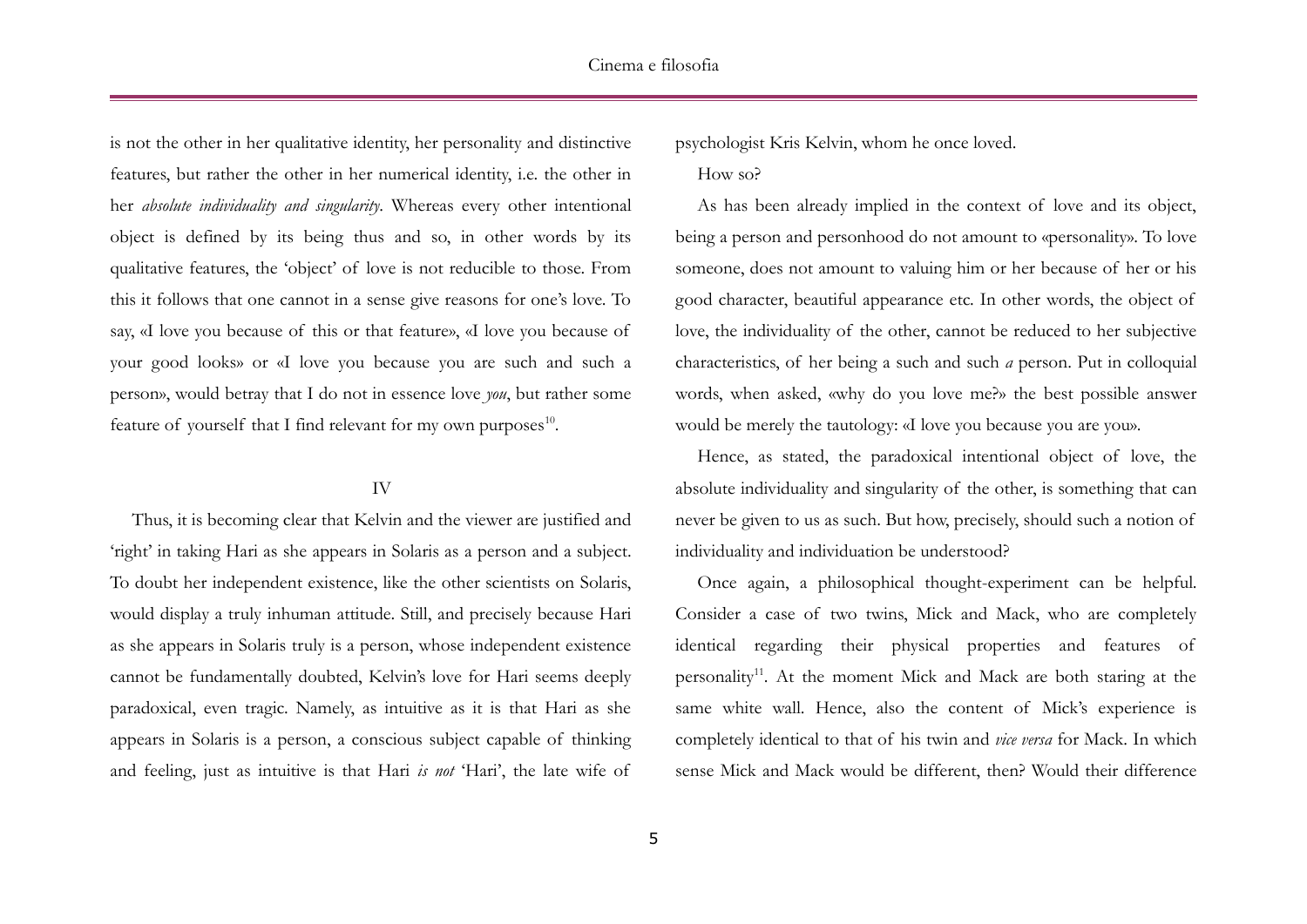is not the other in her qualitative identity, her personality and distinctive features, but rather the other in her numerical identity, i.e. the other in her *absolute individuality and singularity*. Whereas every other intentional object is defined by its being thus and so, in other words by its qualitative features, the 'object' of love is not reducible to those. From this it follows that one cannot in a sense give reasons for one's love. To say, «I love you because of this or that feature», «I love you because of your good looks» or «I love you because you are such and such a person», would betray that I do not in essence love *you*, but rather some feature of yourself that I find relevant for my own purposes[10].

## IV

Thus, it is becoming clear that Kelvin and the viewer are justified and 'right' in taking Hari as she appears in Solaris as a person and a subject. To doubt her independent existence, like the other scientists on Solaris, would display a truly inhuman attitude. Still, and precisely because Hari as she appears in Solaris truly is a person, whose independent existence cannot be fundamentally doubted, Kelvin's love for Hari seems deeply paradoxical, even tragic. Namely, as intuitive as it is that Hari as she appears in Solaris is a person, a conscious subject capable of thinking and feeling, just as intuitive is that Hari *is not* 'Hari', the late wife of psychologist Kris Kelvin, whom he once loved.

How so?

As has been already implied in the context of love and its object, being a person and personhood do not amount to «personality». To love someone, does not amount to valuing him or her because of her or his good character, beautiful appearance etc. In other words, the object of love, the individuality of the other, cannot be reduced to her subjective characteristics, of her being a such and such *a* person. Put in colloquial words, when asked, «why do you love me?» the best possible answer would be merely the tautology: «I love you because you are you».

Hence, as stated, the paradoxical intentional object of love, the absolute individuality and singularity of the other, is something that can never be given to us as such. But how, precisely, should such a notion of individuality and individuation be understood?

Once again, a philosophical thought-experiment can be helpful. Consider a case of two twins, Mick and Mack, who are completely identical regarding their physical properties and features of personality[11]. At the moment Mick and Mack are both staring at the same white wall. Hence, also the content of Mick's experience is completely identical to that of his twin and *vice versa* for Mack. In which sense Mick and Mack would be different, then? Would their difference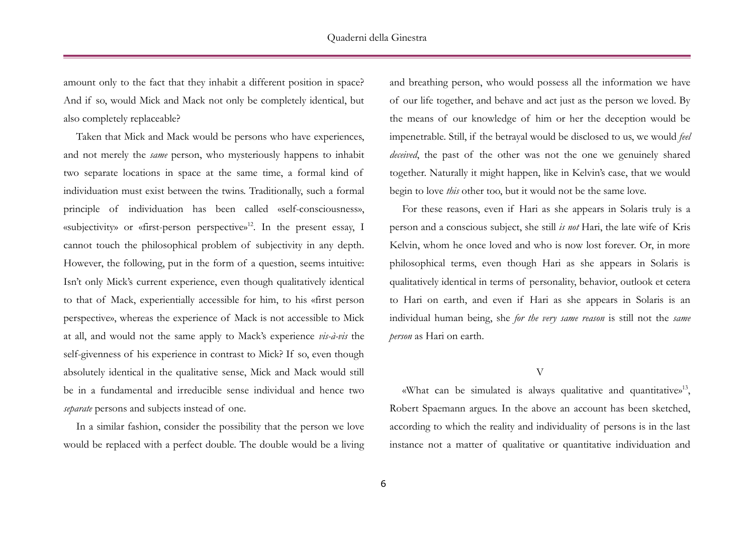amount only to the fact that they inhabit a different position in space? And if so, would Mick and Mack not only be completely identical, but also completely replaceable?

Taken that Mick and Mack would be persons who have experiences, and not merely the *same* person, who mysteriously happens to inhabit two separate locations in space at the same time, a formal kind of individuation must exist between the twins. Traditionally, such a formal principle of individuation has been called «self-consciousness», «subjectivity» or «first-person perspective»[12]. In the present essay, I cannot touch the philosophical problem of subjectivity in any depth. However, the following, put in the form of a question, seems intuitive: Isn't only Mick's current experience, even though qualitatively identical to that of Mack, experientially accessible for him, to his «first person perspective», whereas the experience of Mack is not accessible to Mick at all, and would not the same apply to Mack's experience *vis-à-vis* the self-givenness of his experience in contrast to Mick? If so, even though absolutely identical in the qualitative sense, Mick and Mack would still be in a fundamental and irreducible sense individual and hence two *separate* persons and subjects instead of one.

In a similar fashion, consider the possibility that the person we love would be replaced with a perfect double. The double would be a living and breathing person, who would possess all the information we have of our life together, and behave and act just as the person we loved. By the means of our knowledge of him or her the deception would be impenetrable. Still, if the betrayal would be disclosed to us, we would *feel deceived*, the past of the other was not the one we genuinely shared together. Naturally it might happen, like in Kelvin's case, that we would begin to love *this* other too, but it would not be the same love.

For these reasons, even if Hari as she appears in Solaris truly is a person and a conscious subject, she still *is not* Hari, the late wife of Kris Kelvin, whom he once loved and who is now lost forever. Or, in more philosophical terms, even though Hari as she appears in Solaris is qualitatively identical in terms of personality, behavior, outlook et cetera to Hari on earth, and even if Hari as she appears in Solaris is an individual human being, she *for the very same reason* is still not the *same person* as Hari on earth.

## V

«What can be simulated is always qualitative and quantitative»[13], Robert Spaemann argues. In the above an account has been sketched, according to which the reality and individuality of persons is in the last instance not a matter of qualitative or quantitative individuation and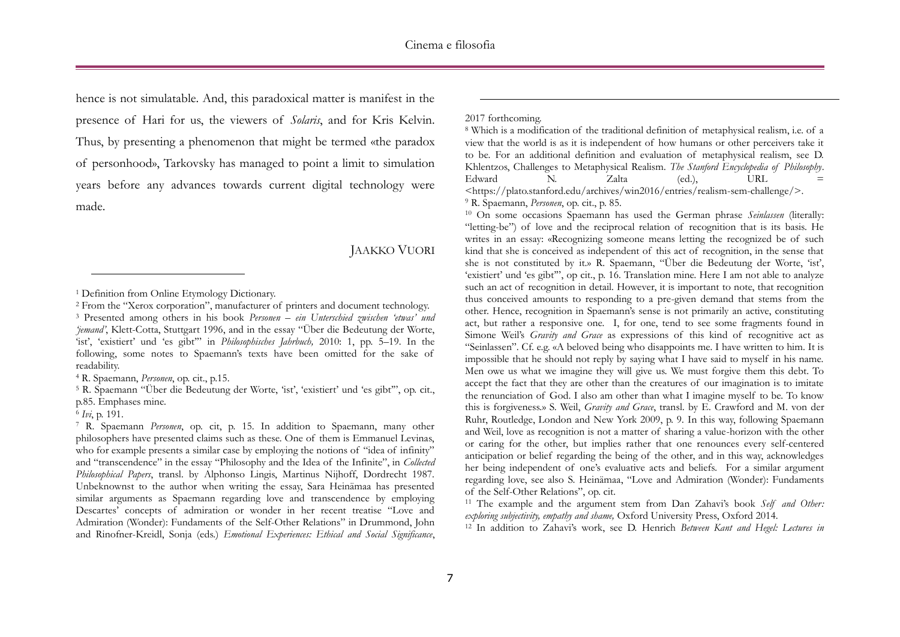hence is not simulatable. And, this paradoxical matter is manifest in the presence of Hari for us, the viewers of *Solaris*, and for Kris Kelvin. Thus, by presenting a phenomenon that might be termed «the paradox of personhood», Tarkovsky has managed to point a limit to simulation years before any advances towards current digital technology were made.

JAAKKO VUORI

---

[1] Definition from Online Etymology Dictionary.

[2] From the "Xerox corporation", manufacturer of printers and document technology.

[3] Presented among others in his book *Personen – ein Unterschied zwischen 'etwas' und 'jemand'*, Klett-Cotta, Stuttgart 1996, and in the essay "Über die Bedeutung der Worte, 'ist', 'existiert' und 'es gibt'" in *Philosophisches Jahrbuch,* 2010: 1, pp. 5–19. In the following, some notes to Spaemann's texts have been omitted for the sake of readability.

[4] R. Spaemann, *Personen*, op. cit., p.15.

[5] R. Spaemann "Über die Bedeutung der Worte, 'ist', 'existiert' und 'es gibt'", op. cit., p.85. Emphases mine.

[6] *Ivi*, p. 191.

[7] R. Spaemann *Personen*, op. cit, p. 15. In addition to Spaemann, many other philosophers have presented claims such as these. One of them is Emmanuel Levinas, who for example presents a similar case by employing the notions of "idea of infinity" and "transcendence" in the essay "Philosophy and the Idea of the Infinite", in *Collected Philosophical Papers*, transl. by Alphonso Lingis, Martinus Nijhoff, Dordrecht 1987. Unbeknownst to the author when writing the essay, Sara Heinämaa has presented similar arguments as Spaemann regarding love and transcendence by employing Descartes' concepts of admiration or wonder in her recent treatise "Love and Admiration (Wonder): Fundaments of the Self-Other Relations" in Drummond, John and Rinofner-Kreidl, Sonja (eds.) *Emotional Experiences: Ethical and Social Significance*, 2017 forthcoming.

[8] Which is a modification of the traditional definition of metaphysical realism, i.e. of a view that the world is as it is independent of how humans or other perceivers take it to be. For an additional definition and evaluation of metaphysical realism, see D. Khlentzos, Challenges to Metaphysical Realism. *The Stanford Encyclopedia of Philosophy*. Edward N. Zalta (ed.), URL = <https://plato.stanford.edu/archives/win2016/entries/realism-sem-challenge/>.

[9] R. Spaemann, *Personen*, op. cit., p. 85.

[10] On some occasions Spaemann has used the German phrase *Seinlassen* (literally: "letting-be") of love and the reciprocal relation of recognition that is its basis. He writes in an essay: «Recognizing someone means letting the recognized be of such kind that she is conceived as independent of this act of recognition, in the sense that she is not constituted by it.» R. Spaemann, "Über die Bedeutung der Worte, 'ist', 'existiert' und 'es gibt'", op cit., p. 16. Translation mine. Here I am not able to analyze such an act of recognition in detail. However, it is important to note, that recognition thus conceived amounts to responding to a pre-given demand that stems from the other. Hence, recognition in Spaemann's sense is not primarily an active, constituting act, but rather a responsive one. I, for one, tend to see some fragments found in Simone Weil's *Gravity and Grace* as expressions of this kind of recognitive act as "Seinlassen". Cf. e.g. «A beloved being who disappoints me. I have written to him. It is impossible that he should not reply by saying what I have said to myself in his name. Men owe us what we imagine they will give us. We must forgive them this debt. To accept the fact that they are other than the creatures of our imagination is to imitate the renunciation of God. I also am other than what I imagine myself to be. To know this is forgiveness.» S. Weil, *Gravity and Grace*, transl. by E. Crawford and M. von der Ruhr, Routledge, London and New York 2009, p. 9. In this way, following Spaemann and Weil, love as recognition is not a matter of sharing a value-horizon with the other or caring for the other, but implies rather that one renounces every self-centered anticipation or belief regarding the being of the other, and in this way, acknowledges her being independent of one's evaluative acts and beliefs. For a similar argument regarding love, see also S. Heinämaa, "Love and Admiration (Wonder): Fundaments of the Self-Other Relations", op. cit.

[11] The example and the argument stem from Dan Zahavi's book *Self and Other: exploring subjectivity, empathy and shame,* Oxford University Press, Oxford 2014.

[12] In addition to Zahavi's work, see D. Henrich *Between Kant and Hegel: Lectures in*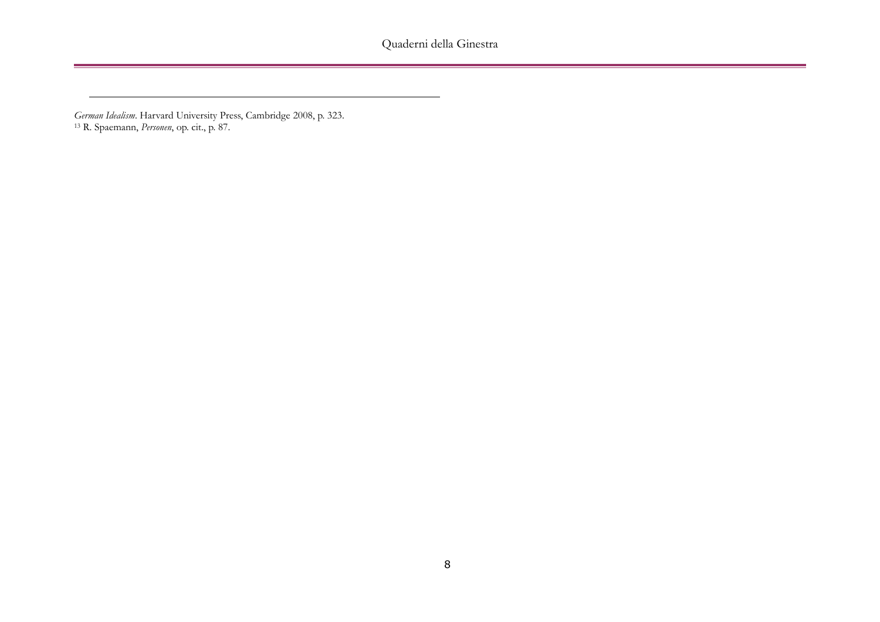*German Idealism*. Harvard University Press, Cambridge 2008, p. 323.

[13] R. Spaemann, *Personen*, op. cit., p. 87.